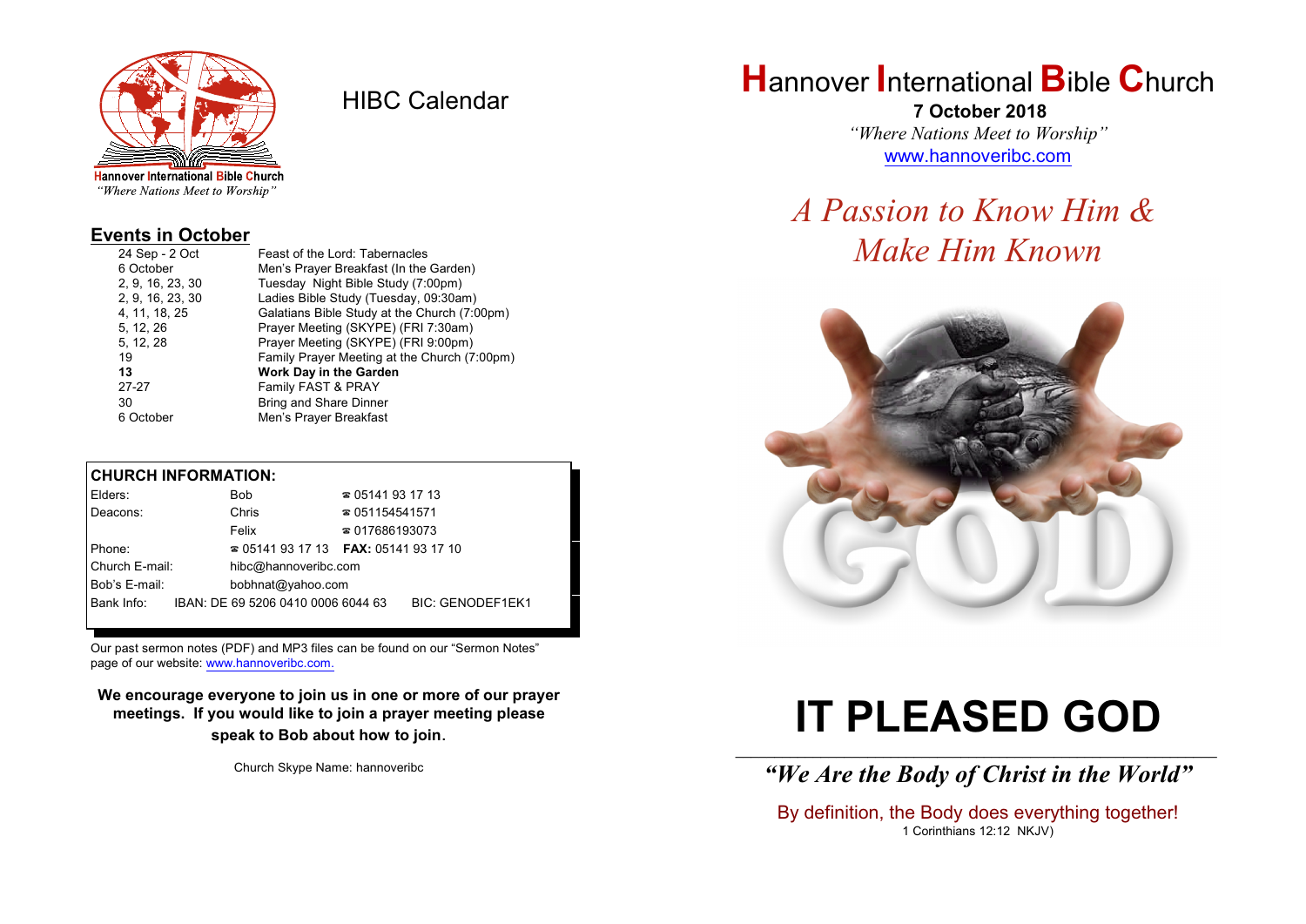Hannover International Bible Church

*"Where Nations Meet to Worship"*

# HIBC Calendar

## Events in October

| | |
|---|---|
| 24 Sep - 2 Oct | Feast of the Lord: Tabernacles |
| 6 October | Men's Prayer Breakfast (In the Garden) |
| 2, 9, 16, 23, 30 | Tuesday Night Bible Study (7:00pm) |
| 2, 9, 16, 23, 30 | Ladies Bible Study (Tuesday, 09:30am) |
| 4, 11, 18, 25 | Galatians Bible Study at the Church (7:00pm) |
| 5, 12, 26 | Prayer Meeting (SKYPE) (FRI 7:30am) |
| 5, 12, 28 | Prayer Meeting (SKYPE) (FRI 9:00pm) |
| 19 | Family Prayer Meeting at the Church (7:00pm) |
| **13** | **Work Day in the Garden** |
| 27-27 | Family FAST & PRAY |
| 30 | Bring and Share Dinner |
| 6 October | Men's Prayer Breakfast |

**CHURCH INFORMATION:**

| | | | |
|---|---|---|---|
| Elders: | Bob | ☎ 05141 93 17 13 | |
| Deacons: | Chris | ☎ 051154541571 | |
| | Felix | ☎ 017686193073 | |
| Phone: | ☎ 05141 93 17 13 | **FAX:** 05141 93 17 10 | |
| Church E-mail: | hibc@hannoveribc.com | | |
| Bob's E-mail: | bobhnat@yahoo.com | | |
| Bank Info: | IBAN: DE 69 5206 0410 0006 6044 63 | | BIC: GENODEF1EK1 |

Our past sermon notes (PDF) and MP3 files can be found on our "Sermon Notes" page of our website: www.hannoveribc.com.

**We encourage everyone to join us in one or more of our prayer meetings. If you would like to join a prayer meeting please speak to Bob about how to join.**

Church Skype Name: hannoveribc

# Hannover International Bible Church

**7 October 2018**

*"Where Nations Meet to Worship"*

www.hannoveribc.com

## *A Passion to Know Him & Make Him Known*

# IT PLEASED GOD

***"We Are the Body of Christ in the World"***

By definition, the Body does everything together!

1 Corinthians 12:12 NKJV)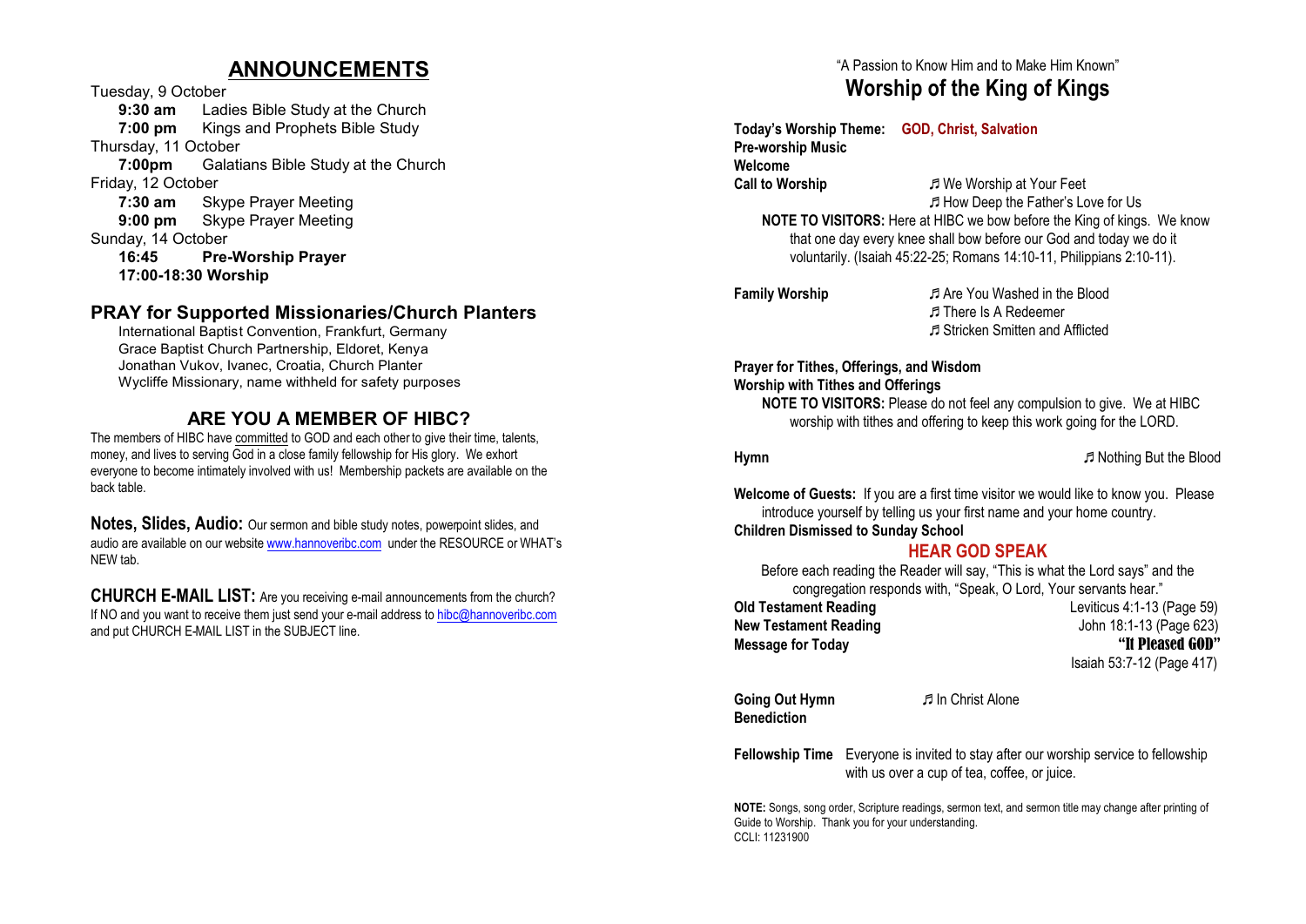# ANNOUNCEMENTS

Tuesday, 9 October

**9:30 am** Ladies Bible Study at the Church

**7:00 pm** Kings and Prophets Bible Study

Thursday, 11 October

**7:00pm** Galatians Bible Study at the Church

Friday, 12 October

**7:30 am** Skype Prayer Meeting

**9:00 pm** Skype Prayer Meeting

Sunday, 14 October

**16:45 Pre-Worship Prayer**

**17:00-18:30 Worship**

## PRAY for Supported Missionaries/Church Planters

International Baptist Convention, Frankfurt, Germany
Grace Baptist Church Partnership, Eldoret, Kenya
Jonathan Vukov, Ivanec, Croatia, Church Planter
Wycliffe Missionary, name withheld for safety purposes

## ARE YOU A MEMBER OF HIBC?

The members of HIBC have committed to GOD and each other to give their time, talents, money, and lives to serving God in a close family fellowship for His glory. We exhort everyone to become intimately involved with us! Membership packets are available on the back table.

**Notes, Slides, Audio:** Our sermon and bible study notes, powerpoint slides, and audio are available on our website www.hannoveribc.com under the RESOURCE or WHAT's NEW tab.

**CHURCH E-MAIL LIST:** Are you receiving e-mail announcements from the church? If NO and you want to receive them just send your e-mail address to hibc@hannoveribc.com and put CHURCH E-MAIL LIST in the SUBJECT line.

"A Passion to Know Him and to Make Him Known"

# Worship of the King of Kings

**Today's Worship Theme:** **GOD, Christ, Salvation**

**Pre-worship Music**

**Welcome**

**Call to Worship** ♬ We Worship at Your Feet
♬ How Deep the Father's Love for Us

**NOTE TO VISITORS:** Here at HIBC we bow before the King of kings. We know that one day every knee shall bow before our God and today we do it voluntarily. (Isaiah 45:22-25; Romans 14:10-11, Philippians 2:10-11).

**Family Worship** ♬ Are You Washed in the Blood
♬ There Is A Redeemer
♬ Stricken Smitten and Afflicted

**Prayer for Tithes, Offerings, and Wisdom**

**Worship with Tithes and Offerings**

**NOTE TO VISITORS:** Please do not feel any compulsion to give. We at HIBC worship with tithes and offering to keep this work going for the LORD.

**Hymn** ♬ Nothing But the Blood

**Welcome of Guests:** If you are a first time visitor we would like to know you. Please introduce yourself by telling us your first name and your home country.

**Children Dismissed to Sunday School**

## HEAR GOD SPEAK

Before each reading the Reader will say, "This is what the Lord says" and the congregation responds with, "Speak, O Lord, Your servants hear."

**Old Testament Reading** Leviticus 4:1-13 (Page 59)

**New Testament Reading** John 18:1-13 (Page 623)

**Message for Today** **"It Pleased GOD"**
Isaiah 53:7-12 (Page 417)

**Going Out Hymn** ♬ In Christ Alone

**Benediction**

**Fellowship Time** Everyone is invited to stay after our worship service to fellowship with us over a cup of tea, coffee, or juice.

**NOTE:** Songs, song order, Scripture readings, sermon text, and sermon title may change after printing of Guide to Worship. Thank you for your understanding.
CCLI: 11231900